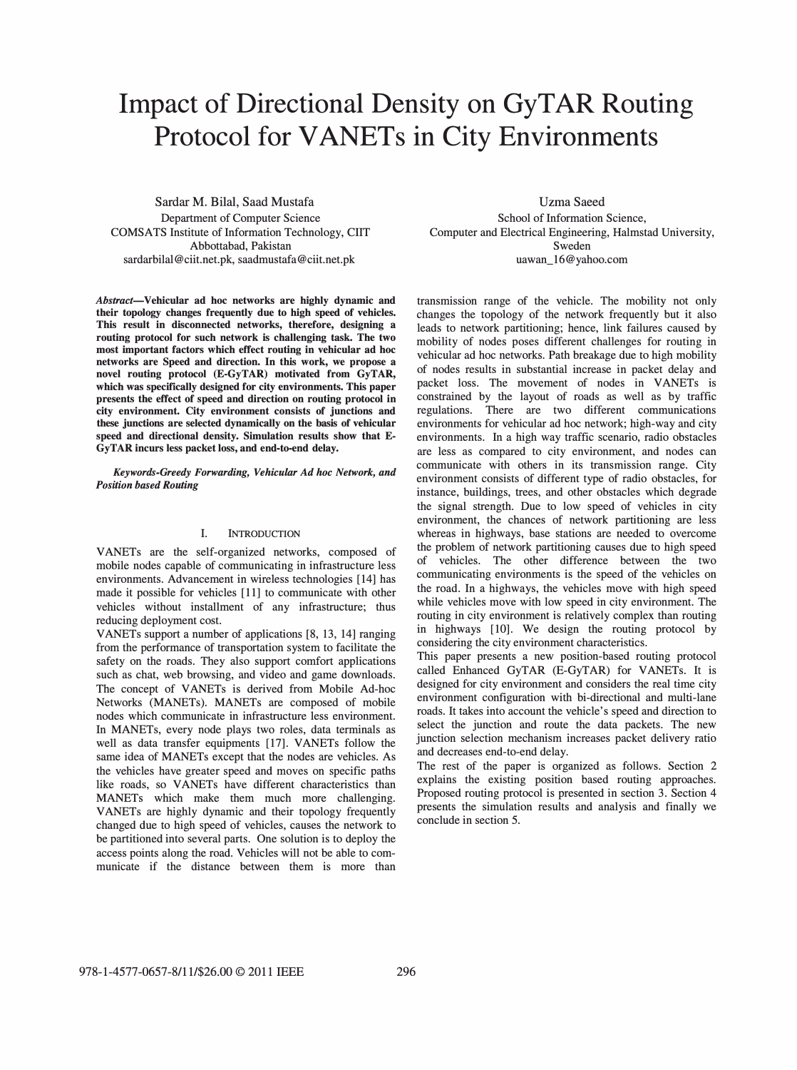# Impact of Directional Density on GyTAR Routing Protocol for VANETs in City Environments

Sardar M. Bilal, Saad Mustafa
Department of Computer Science
COMSATS Institute of Information Technology, CIIT
Abbottabad, Pakistan
sardarbilal@ciit.net.pk, saadmustafa@ciit.net.pk

Uzma Saeed
School of Information Science,
Computer and Electrical Engineering, Halmstad University,
Sweden
uawan_16@yahoo.com

***Abstract*—Vehicular ad hoc networks are highly dynamic and their topology changes frequently due to high speed of vehicles. This result in disconnected networks, therefore, designing a routing protocol for such network is challenging task. The two most important factors which effect routing in vehicular ad hoc networks are Speed and direction. In this work, we propose a novel routing protocol (E-GyTAR) motivated from GyTAR, which was specifically designed for city environments. This paper presents the effect of speed and direction on routing protocol in city environment. City environment consists of junctions and these junctions are selected dynamically on the basis of vehicular speed and directional density. Simulation results show that E-GyTAR incurs less packet loss, and end-to-end delay.**

***Keywords-Greedy Forwarding, Vehicular Ad hoc Network, and Position based Routing***

## I. INTRODUCTION

VANETs are the self-organized networks, composed of mobile nodes capable of communicating in infrastructure less environments. Advancement in wireless technologies [14] has made it possible for vehicles [11] to communicate with other vehicles without installment of any infrastructure; thus reducing deployment cost.

VANETs support a number of applications [8, 13, 14] ranging from the performance of transportation system to facilitate the safety on the roads. They also support comfort applications such as chat, web browsing, and video and game downloads. The concept of VANETs is derived from Mobile Ad-hoc Networks (MANETs). MANETs are composed of mobile nodes which communicate in infrastructure less environment. In MANETs, every node plays two roles, data terminals as well as data transfer equipments [17]. VANETs follow the same idea of MANETs except that the nodes are vehicles. As the vehicles have greater speed and moves on specific paths like roads, so VANETs have different characteristics than MANETs which make them much more challenging. VANETs are highly dynamic and their topology frequently changed due to high speed of vehicles, causes the network to be partitioned into several parts. One solution is to deploy the access points along the road. Vehicles will not be able to communicate if the distance between them is more than transmission range of the vehicle. The mobility not only changes the topology of the network frequently but it also leads to network partitioning; hence, link failures caused by mobility of nodes poses different challenges for routing in vehicular ad hoc networks. Path breakage due to high mobility of nodes results in substantial increase in packet delay and packet loss. The movement of nodes in VANETs is constrained by the layout of roads as well as by traffic regulations. There are two different communications environments for vehicular ad hoc network; high-way and city environments. In a high way traffic scenario, radio obstacles are less as compared to city environment, and nodes can communicate with others in its transmission range. City environment consists of different type of radio obstacles, for instance, buildings, trees, and other obstacles which degrade the signal strength. Due to low speed of vehicles in city environment, the chances of network partitioning are less whereas in highways, base stations are needed to overcome the problem of network partitioning causes due to high speed of vehicles. The other difference between the two communicating environments is the speed of the vehicles on the road. In a highways, the vehicles move with high speed while vehicles move with low speed in city environment. The routing in city environment is relatively complex than routing in highways [10]. We design the routing protocol by considering the city environment characteristics.

This paper presents a new position-based routing protocol called Enhanced GyTAR (E-GyTAR) for VANETs. It is designed for city environment and considers the real time city environment configuration with bi-directional and multi-lane roads. It takes into account the vehicle's speed and direction to select the junction and route the data packets. The new junction selection mechanism increases packet delivery ratio and decreases end-to-end delay.

The rest of the paper is organized as follows. Section 2 explains the existing position based routing approaches. Proposed routing protocol is presented in section 3. Section 4 presents the simulation results and analysis and finally we conclude in section 5.

978-1-4577-0657-8/11/$26.00 © 2011 IEEE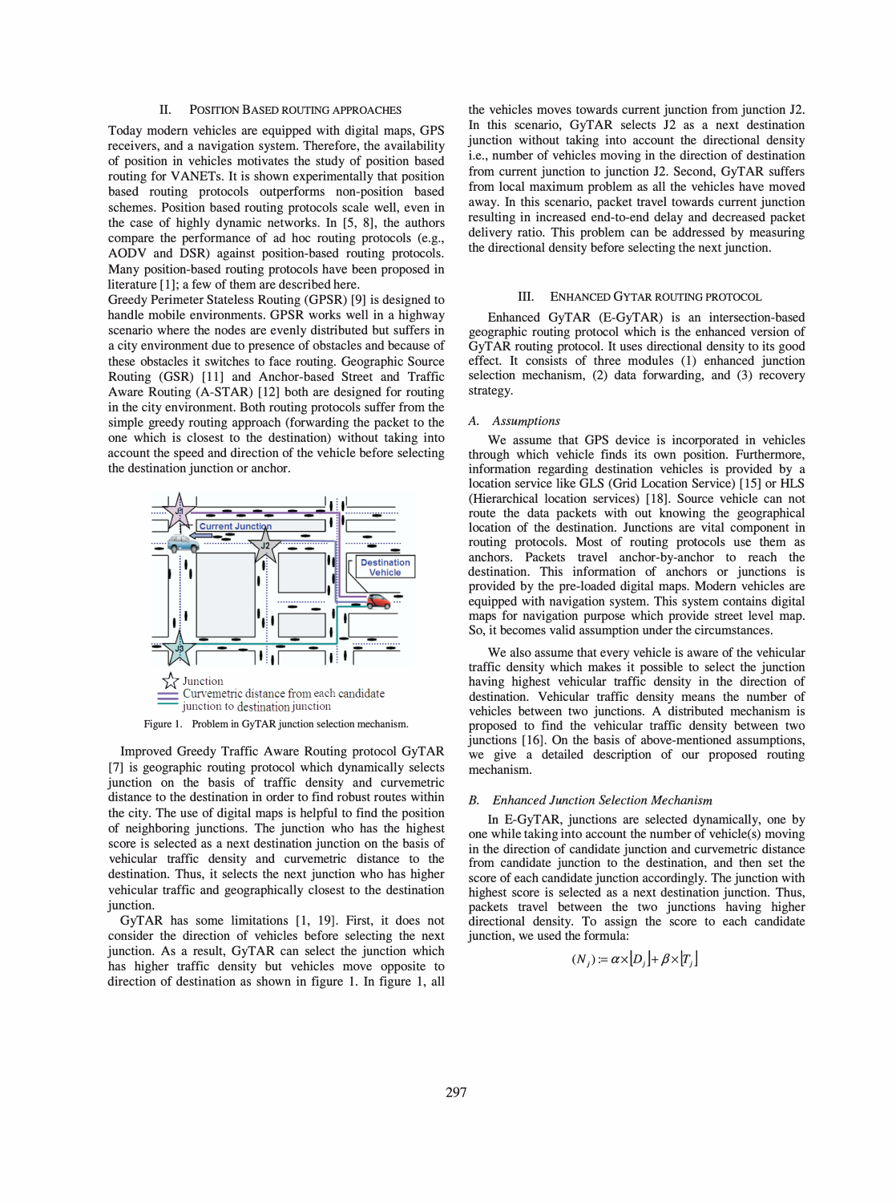## II. POSITION BASED ROUTING APPROACHES

Today modern vehicles are equipped with digital maps, GPS receivers, and a navigation system. Therefore, the availability of position in vehicles motivates the study of position based routing for VANETs. It is shown experimentally that position based routing protocols outperforms non-position based schemes. Position based routing protocols scale well, even in the case of highly dynamic networks. In [5, 8], the authors compare the performance of ad hoc routing protocols (e.g., AODV and DSR) against position-based routing protocols. Many position-based routing protocols have been proposed in literature [1]; a few of them are described here.

Greedy Perimeter Stateless Routing (GPSR) [9] is designed to handle mobile environments. GPSR works well in a highway scenario where the nodes are evenly distributed but suffers in a city environment due to presence of obstacles and because of these obstacles it switches to face routing. Geographic Source Routing (GSR) [11] and Anchor-based Street and Traffic Aware Routing (A-STAR) [12] both are designed for routing in the city environment. Both routing protocols suffer from the simple greedy routing approach (forwarding the packet to the one which is closest to the destination) without taking into account the speed and direction of the vehicle before selecting the destination junction or anchor.

Figure 1. Problem in GyTAR junction selection mechanism.

Improved Greedy Traffic Aware Routing protocol GyTAR [7] is geographic routing protocol which dynamically selects junction on the basis of traffic density and curvemetric distance to the destination in order to find robust routes within the city. The use of digital maps is helpful to find the position of neighboring junctions. The junction who has the highest score is selected as a next destination junction on the basis of vehicular traffic density and curvemetric distance to the destination. Thus, it selects the next junction who has higher vehicular traffic and geographically closest to the destination junction.

GyTAR has some limitations [1, 19]. First, it does not consider the direction of vehicles before selecting the next junction. As a result, GyTAR can select the junction which has higher traffic density but vehicles move opposite to direction of destination as shown in figure 1. In figure 1, all the vehicles moves towards current junction from junction J2. In this scenario, GyTAR selects J2 as a next destination junction without taking into account the directional density i.e., number of vehicles moving in the direction of destination from current junction to junction J2. Second, GyTAR suffers from local maximum problem as all the vehicles have moved away. In this scenario, packet travel towards current junction resulting in increased end-to-end delay and decreased packet delivery ratio. This problem can be addressed by measuring the directional density before selecting the next junction.

## III. ENHANCED GYTAR ROUTING PROTOCOL

Enhanced GyTAR (E-GyTAR) is an intersection-based geographic routing protocol which is the enhanced version of GyTAR routing protocol. It uses directional density to its good effect. It consists of three modules (1) enhanced junction selection mechanism, (2) data forwarding, and (3) recovery strategy.

### A. Assumptions

We assume that GPS device is incorporated in vehicles through which vehicle finds its own position. Furthermore, information regarding destination vehicles is provided by a location service like GLS (Grid Location Service) [15] or HLS (Hierarchical location services) [18]. Source vehicle can not route the data packets with out knowing the geographical location of the destination. Junctions are vital component in routing protocols. Most of routing protocols use them as anchors. Packets travel anchor-by-anchor to reach the destination. This information of anchors or junctions is provided by the pre-loaded digital maps. Modern vehicles are equipped with navigation system. This system contains digital maps for navigation purpose which provide street level map. So, it becomes valid assumption under the circumstances.

We also assume that every vehicle is aware of the vehicular traffic density which makes it possible to select the junction having highest vehicular traffic density in the direction of destination. Vehicular traffic density means the number of vehicles between two junctions. A distributed mechanism is proposed to find the vehicular traffic density between two junctions [16]. On the basis of above-mentioned assumptions, we give a detailed description of our proposed routing mechanism.

### B. Enhanced Junction Selection Mechanism

In E-GyTAR, junctions are selected dynamically, one by one while taking into account the number of vehicle(s) moving in the direction of candidate junction and curvemetric distance from candidate junction to the destination, and then set the score of each candidate junction accordingly. The junction with highest score is selected as a next destination junction. Thus, packets travel between the two junctions having higher directional density. To assign the score to each candidate junction, we used the formula:

$$(N_j) := \alpha \times \lfloor D_j \rfloor + \beta \times \lfloor T_j \rfloor$$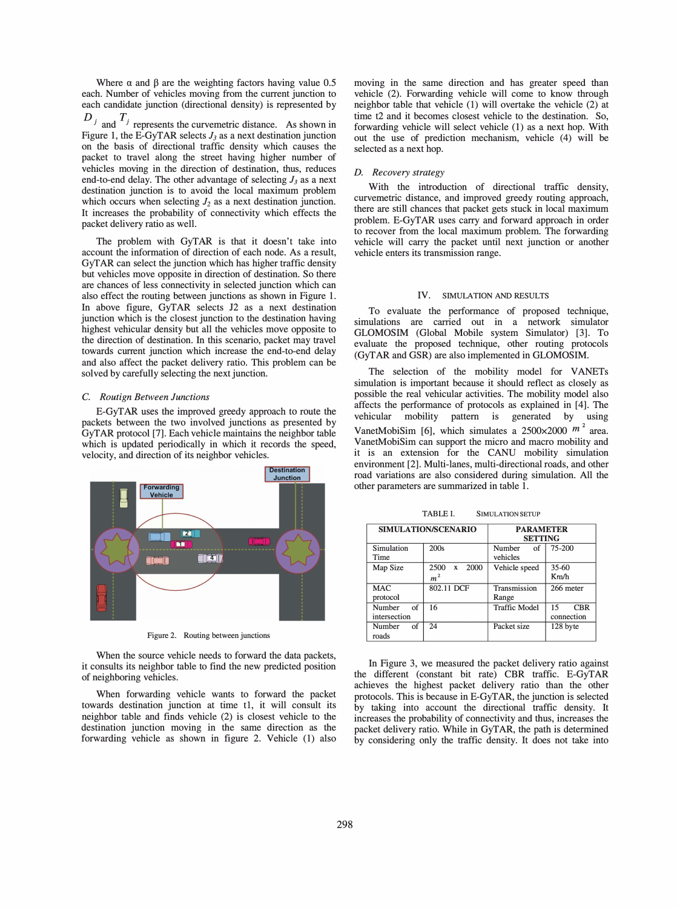Where α and β are the weighting factors having value 0.5 each. Number of vehicles moving from the current junction to each candidate junction (directional density) is represented by $D_j$ and $T_j$ represents the curvemetric distance. As shown in Figure 1, the E-GyTAR selects $J_3$ as a next destination junction on the basis of directional traffic density which causes the packet to travel along the street having higher number of vehicles moving in the direction of destination, thus, reduces end-to-end delay. The other advantage of selecting $J_3$ as a next destination junction is to avoid the local maximum problem which occurs when selecting $J_2$ as a next destination junction. It increases the probability of connectivity which effects the packet delivery ratio as well.

The problem with GyTAR is that it doesn't take into account the information of direction of each node. As a result, GyTAR can select the junction which has higher traffic density but vehicles move opposite in direction of destination. So there are chances of less connectivity in selected junction which can also effect the routing between junctions as shown in Figure 1. In above figure, GyTAR selects J2 as a next destination junction which is the closest junction to the destination having highest vehicular density but all the vehicles move opposite to the direction of destination. In this scenario, packet may travel towards current junction which increase the end-to-end delay and also affect the packet delivery ratio. This problem can be solved by carefully selecting the next junction.

### C. Routign Between Junctions

E-GyTAR uses the improved greedy approach to route the packets between the two involved junctions as presented by GyTAR protocol [7]. Each vehicle maintains the neighbor table which is updated periodically in which it records the speed, velocity, and direction of its neighbor vehicles.

Figure 2. Routing between junctions

When the source vehicle needs to forward the data packets, it consults its neighbor table to find the new predicted position of neighboring vehicles.

When forwarding vehicle wants to forward the packet towards destination junction at time t1, it will consult its neighbor table and finds vehicle (2) is closest vehicle to the destination junction moving in the same direction as the forwarding vehicle as shown in figure 2. Vehicle (1) also moving in the same direction and has greater speed than vehicle (2). Forwarding vehicle will come to know through neighbor table that vehicle (1) will overtake the vehicle (2) at time t2 and it becomes closest vehicle to the destination. So, forwarding vehicle will select vehicle (1) as a next hop. With out the use of prediction mechanism, vehicle (4) will be selected as a next hop.

### D. Recovery strategy

With the introduction of directional traffic density, curvemetric distance, and improved greedy routing approach, there are still chances that packet gets stuck in local maximum problem. E-GyTAR uses carry and forward approach in order to recover from the local maximum problem. The forwarding vehicle will carry the packet until next junction or another vehicle enters its transmission range.

## IV. Simulation and Results

To evaluate the performance of proposed technique, simulations are carried out in a network simulator GLOMOSIM (Global Mobile system Simulator) [3]. To evaluate the proposed technique, other routing protocols (GyTAR and GSR) are also implemented in GLOMOSIM.

The selection of the mobility model for VANETs simulation is important because it should reflect as closely as possible the real vehicular activities. The mobility model also affects the performance of protocols as explained in [4]. The vehicular mobility pattern is generated by using VanetMobiSim [6], which simulates a 2500×2000 $m^2$ area. VanetMobiSim can support the micro and macro mobility and it is an extension for the CANU mobility simulation environment [2]. Multi-lanes, multi-directional roads, and other road variations are also considered during simulation. All the other parameters are summarized in table 1.

TABLE I. Simulation Setup

| SIMULATION/SCENARIO | | PARAMETER SETTING | |
|---|---|---|---|
| Simulation Time | 200s | Number of vehicles | 75-200 |
| Map Size | 2500 x 2000 $m^2$ | Vehicle speed | 35-60 Km/h |
| MAC protocol | 802.11 DCF | Transmission Range | 266 meter |
| Number of intersection | 16 | Traffic Model | 15 CBR connection |
| Number of roads | 24 | Packet size | 128 byte |

In Figure 3, we measured the packet delivery ratio against the different (constant bit rate) CBR traffic. E-GyTAR achieves the highest packet delivery ratio than the other protocols. This is because in E-GyTAR, the junction is selected by taking into account the directional traffic density. It increases the probability of connectivity and thus, increases the packet delivery ratio. While in GyTAR, the path is determined by considering only the traffic density. It does not take into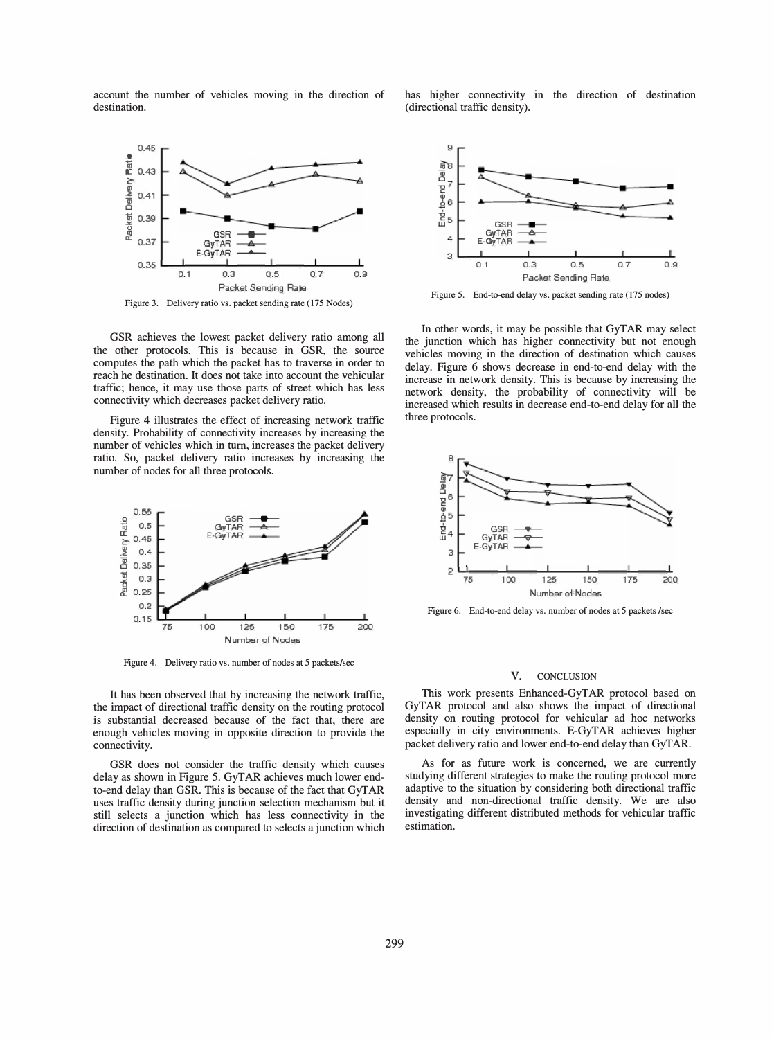account the number of vehicles moving in the direction of destination.

Figure 3. Delivery ratio vs. packet sending rate (175 Nodes)

GSR achieves the lowest packet delivery ratio among all the other protocols. This is because in GSR, the source computes the path which the packet has to traverse in order to reach he destination. It does not take into account the vehicular traffic; hence, it may use those parts of street which has less connectivity which decreases packet delivery ratio.

Figure 4 illustrates the effect of increasing network traffic density. Probability of connectivity increases by increasing the number of vehicles which in turn, increases the packet delivery ratio. So, packet delivery ratio increases by increasing the number of nodes for all three protocols.

Figure 4. Delivery ratio vs. number of nodes at 5 packets/sec

It has been observed that by increasing the network traffic, the impact of directional traffic density on the routing protocol is substantial decreased because of the fact that, there are enough vehicles moving in opposite direction to provide the connectivity.

GSR does not consider the traffic density which causes delay as shown in Figure 5. GyTAR achieves much lower end-to-end delay than GSR. This is because of the fact that GyTAR uses traffic density during junction selection mechanism but it still selects a junction which has less connectivity in the direction of destination as compared to selects a junction which has higher connectivity in the direction of destination (directional traffic density).

Figure 5. End-to-end delay vs. packet sending rate (175 nodes)

In other words, it may be possible that GyTAR may select the junction which has higher connectivity but not enough vehicles moving in the direction of destination which causes delay. Figure 6 shows decrease in end-to-end delay with the increase in network density. This is because by increasing the network density, the probability of connectivity will be increased which results in decrease end-to-end delay for all the three protocols.

Figure 6. End-to-end delay vs. number of nodes at 5 packets /sec

## V. CONCLUSION

This work presents Enhanced-GyTAR protocol based on GyTAR protocol and also shows the impact of directional density on routing protocol for vehicular ad hoc networks especially in city environments. E-GyTAR achieves higher packet delivery ratio and lower end-to-end delay than GyTAR.

As for as future work is concerned, we are currently studying different strategies to make the routing protocol more adaptive to the situation by considering both directional traffic density and non-directional traffic density. We are also investigating different distributed methods for vehicular traffic estimation.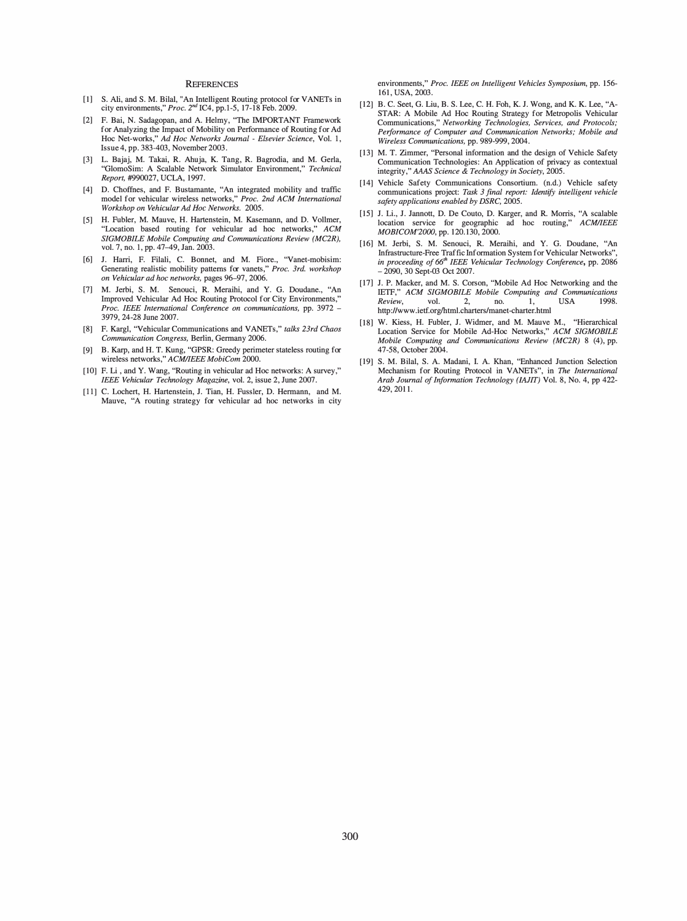## REFERENCES

[1] S. Ali, and S. M. Bilal, "An Intelligent Routing protocol for VANETs in city environments," *Proc. 2nd* IC4, pp.1-5, 17-18 Feb. 2009.

[2] F. Bai, N. Sadagopan, and A. Helmy, "The IMPORTANT Framework for Analyzing the Impact of Mobility on Performance of Routing for Ad Hoc Net-works," *Ad Hoc Networks Journal - Elsevier Science*, Vol. 1, Issue 4, pp. 383-403, November 2003.

[3] L. Bajaj, M. Takai, R. Ahuja, K. Tang, R. Bagrodia, and M. Gerla, "GlomoSim: A Scalable Network Simulator Environment," *Technical Report,* #990027, UCLA, 1997.

[4] D. Choffnes, and F. Bustamante, "An integrated mobility and traffic model for vehicular wireless networks," *Proc. 2nd ACM International Workshop on Vehicular Ad Hoc Networks.* 2005.

[5] H. Fubler, M. Mauve, H. Hartenstein, M. Kasemann, and D. Vollmer, "Location based routing for vehicular ad hoc networks," *ACM SIGMOBILE Mobile Computing and Communications Review (MC2R),* vol. 7, no. 1, pp. 47–49, Jan. 2003.

[6] J. Harri, F. Filali, C. Bonnet, and M. Fiore., "Vanet-mobisim: Generating realistic mobility patterns for vanets," *Proc. 3rd. workshop on Vehicular ad hoc networks,* pages 96–97, 2006.

[7] M. Jerbi, S. M. Senouci, R. Meraihi, and Y. G. Doudane., "An Improved Vehicular Ad Hoc Routing Protocol for City Environments," *Proc. IEEE International Conference on communications,* pp. 3972 – 3979, 24-28 June 2007.

[8] F. Kargl, "Vehicular Communications and VANETs," *talks 23rd Chaos Communication Congress,* Berlin, Germany 2006.

[9] B. Karp, and H. T. Kung, "GPSR: Greedy perimeter stateless routing for wireless networks," *ACM/IEEE MobiCom* 2000.

[10] F. Li , and Y. Wang, "Routing in vehicular ad Hoc networks: A survey," *IEEE Vehicular Technology Magazine*, vol. 2, issue 2, June 2007.

[11] C. Lochert, H. Hartenstein, J. Tian, H. Fussler, D. Hermann, and M. Mauve, "A routing strategy for vehicular ad hoc networks in city environments," *Proc. IEEE on Intelligent Vehicles Symposium*, pp. 156-161, USA, 2003.

[12] B. C. Seet, G. Liu, B. S. Lee, C. H. Foh, K. J. Wong, and K. K. Lee, "A-STAR: A Mobile Ad Hoc Routing Strategy for Metropolis Vehicular Communications," *Networking Technologies, Services, and Protocols; Performance of Computer and Communication Networks; Mobile and Wireless Communications,* pp. 989-999, 2004.

[13] M. T. Zimmer, "Personal information and the design of Vehicle Safety Communication Technologies: An Application of privacy as contextual integrity," *AAAS Science & Technology in Society*, 2005.

[14] Vehicle Safety Communications Consortium. (n.d.) Vehicle safety communications project: *Task 3 final report: Identify intelligent vehicle safety applications enabled by DSRC,* 2005.

[15] J. Li., J. Jannott, D. De Couto, D. Karger, and R. Morris, "A scalable location service for geographic ad hoc routing," *ACM/IEEE MOBICOM'2000*, pp. 120.130, 2000.

[16] M. Jerbi, S. M. Senouci, R. Meraihi, and Y. G. Doudane, "An Infrastructure-Free Traffic Information System for Vehicular Networks", *in proceeding of 66th IEEE Vehicular Technology Conference***,** pp. 2086 – 2090, 30 Sept-03 Oct 2007.

[17] J. P. Macker, and M. S. Corson, "Mobile Ad Hoc Networking and the IETF," *ACM SIGMOBILE Mobile Computing and Communications Review*, vol. 2, no. 1, USA 1998. http://www.ietf.org/html.charters/manet-charter.html

[18] W. Kiess, H. Fubler, J. Widmer, and M. Mauve M., "Hierarchical Location Service for Mobile Ad-Hoc Networks," *ACM SIGMOBILE Mobile Computing and Communications Review (MC2R)* 8 (4), pp. 47-58, October 2004.

[19] S. M. Bilal, S. A. Madani, I. A. Khan, "Enhanced Junction Selection Mechanism for Routing Protocol in VANETs", in *The International Arab Journal of Information Technology (IAJIT)* Vol. 8, No. 4, pp 422-429, 2011.